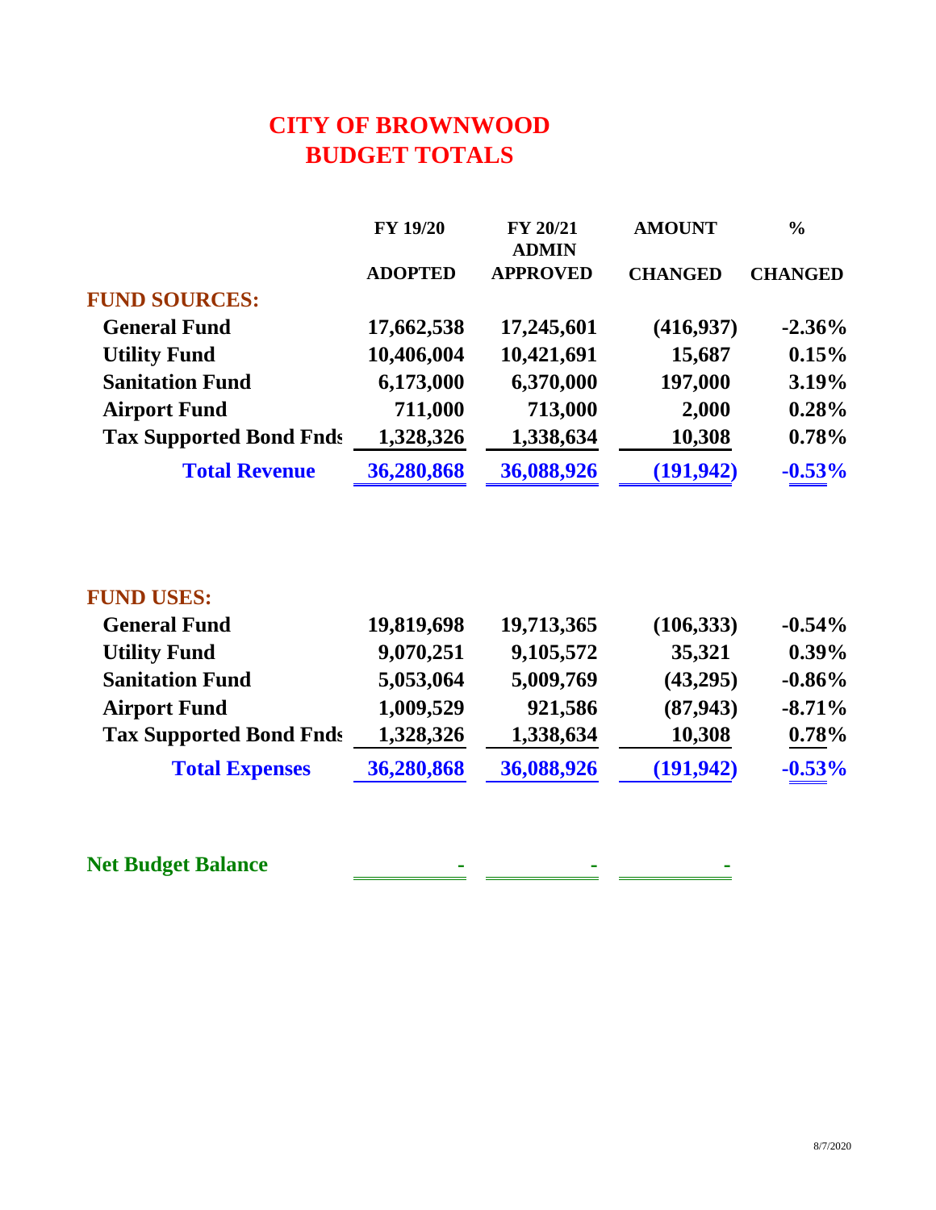# CITY OF BROWNWOOD
# BUDGET TOTALS

| | FY 19/20 ADOPTED | FY 20/21 ADMIN APPROVED | AMOUNT CHANGED | % CHANGED |
|---|---|---|---|---|
| **FUND SOURCES:** | | | | |
| General Fund | 17,662,538 | 17,245,601 | (416,937) | -2.36% |
| Utility Fund | 10,406,004 | 10,421,691 | 15,687 | 0.15% |
| Sanitation Fund | 6,173,000 | 6,370,000 | 197,000 | 3.19% |
| Airport Fund | 711,000 | 713,000 | 2,000 | 0.28% |
| Tax Supported Bond Fnds | 1,328,326 | 1,338,634 | 10,308 | 0.78% |
| **Total Revenue** | **36,280,868** | **36,088,926** | **(191,942)** | **-0.53%** |
| | | | | |
| **FUND USES:** | | | | |
| General Fund | 19,819,698 | 19,713,365 | (106,333) | -0.54% |
| Utility Fund | 9,070,251 | 9,105,572 | 35,321 | 0.39% |
| Sanitation Fund | 5,053,064 | 5,009,769 | (43,295) | -0.86% |
| Airport Fund | 1,009,529 | 921,586 | (87,943) | -8.71% |
| Tax Supported Bond Fnds | 1,328,326 | 1,338,634 | 10,308 | 0.78% |
| **Total Expenses** | **36,280,868** | **36,088,926** | **(191,942)** | **-0.53%** |
| | | | | |
| **Net Budget Balance** | - | - | - | |

8/7/2020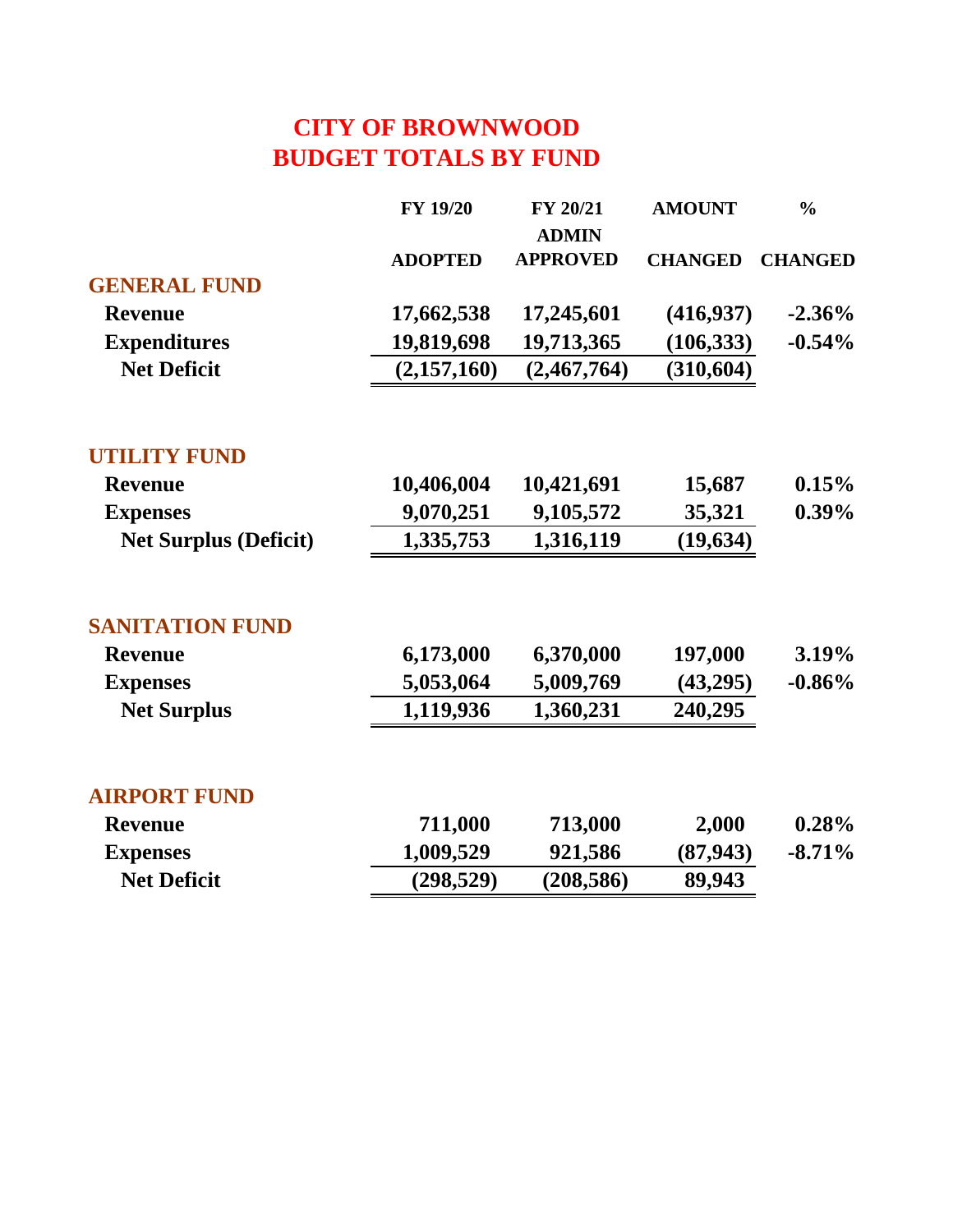# CITY OF BROWNWOOD
# BUDGET TOTALS BY FUND

| | FY 19/20 ADOPTED | FY 20/21 ADMIN APPROVED | AMOUNT CHANGED | % CHANGED |
|---|---|---|---|---|
| **GENERAL FUND** | | | | |
| Revenue | 17,662,538 | 17,245,601 | (416,937) | -2.36% |
| Expenditures | 19,819,698 | 19,713,365 | (106,333) | -0.54% |
| Net Deficit | (2,157,160) | (2,467,764) | (310,604) | |
| **UTILITY FUND** | | | | |
| Revenue | 10,406,004 | 10,421,691 | 15,687 | 0.15% |
| Expenses | 9,070,251 | 9,105,572 | 35,321 | 0.39% |
| Net Surplus (Deficit) | 1,335,753 | 1,316,119 | (19,634) | |
| **SANITATION FUND** | | | | |
| Revenue | 6,173,000 | 6,370,000 | 197,000 | 3.19% |
| Expenses | 5,053,064 | 5,009,769 | (43,295) | -0.86% |
| Net Surplus | 1,119,936 | 1,360,231 | 240,295 | |
| **AIRPORT FUND** | | | | |
| Revenue | 711,000 | 713,000 | 2,000 | 0.28% |
| Expenses | 1,009,529 | 921,586 | (87,943) | -8.71% |
| Net Deficit | (298,529) | (208,586) | 89,943 | |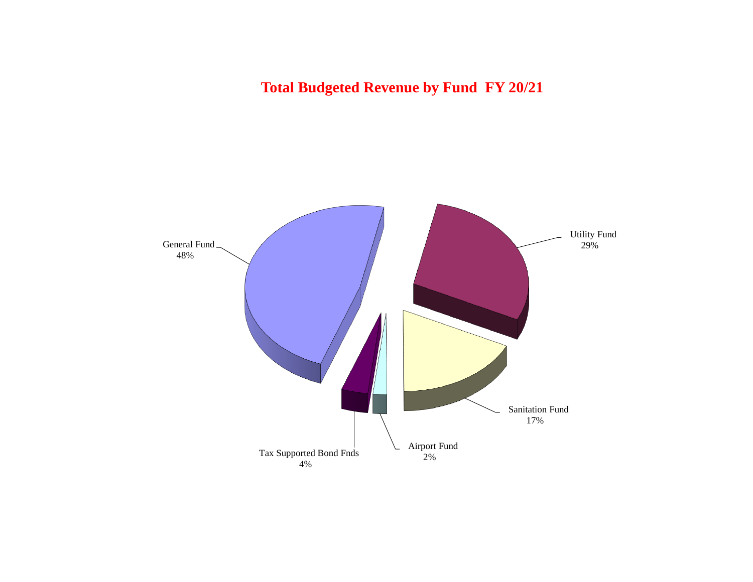# Total Budgeted Revenue by Fund FY 20/21

General Fund
48%

Utility Fund
29%

Sanitation Fund
17%

Airport Fund
2%

Tax Supported Bond Fnds
4%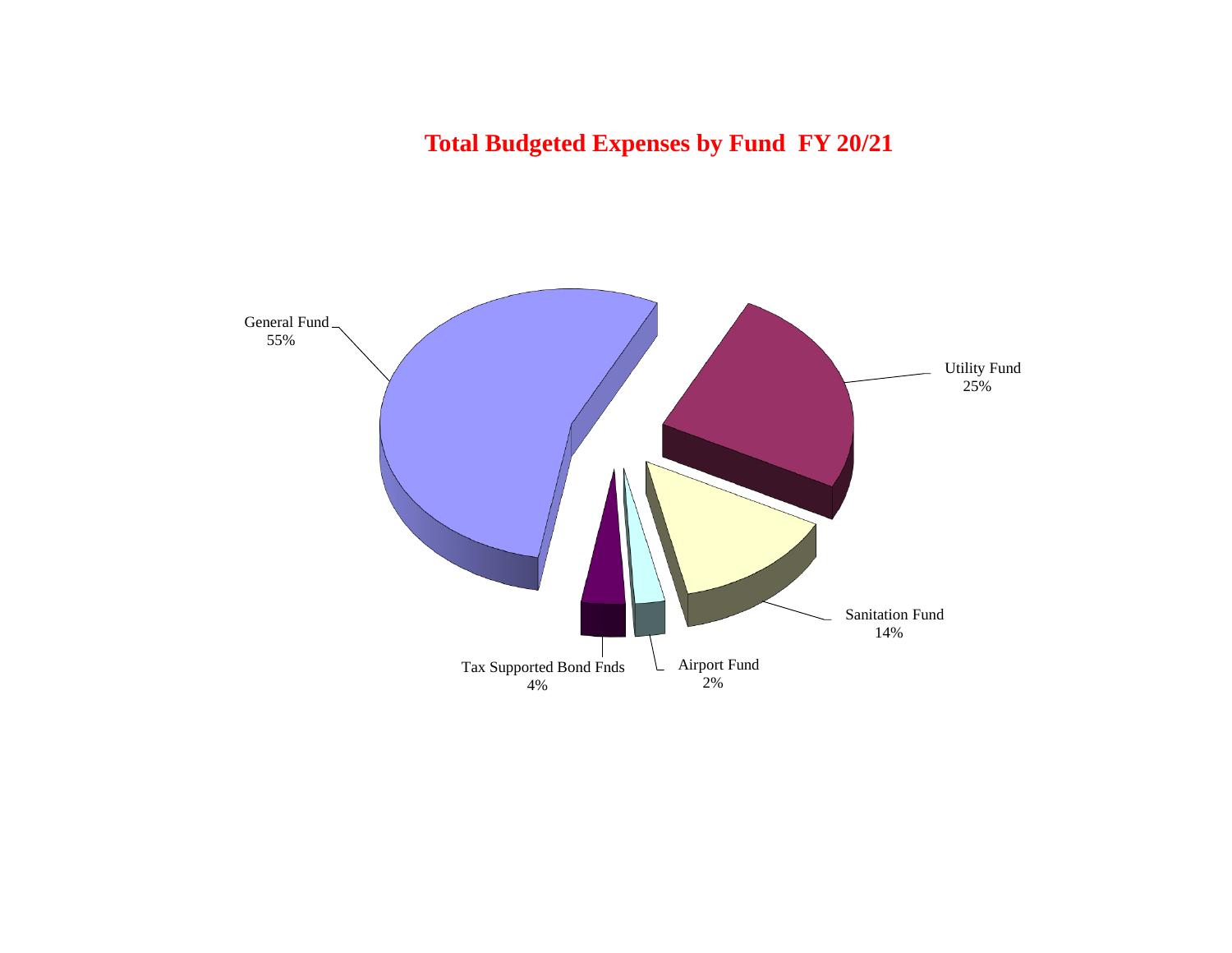# Total Budgeted Expenses by Fund FY 20/21

General Fund
55%

Utility Fund
25%

Sanitation Fund
14%

Airport Fund
2%

Tax Supported Bond Fnds
4%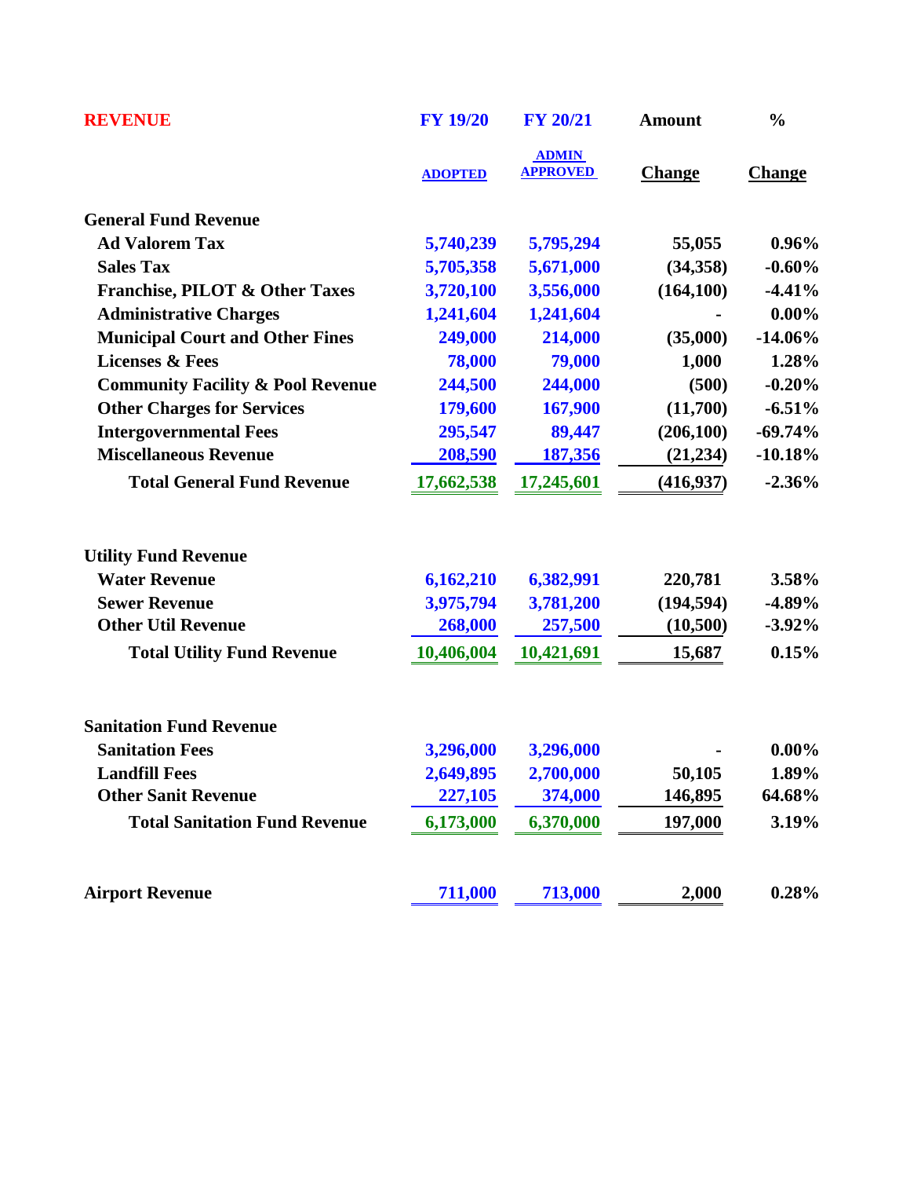| REVENUE | FY 19/20 ADOPTED | FY 20/21 ADMIN APPROVED | Amount Change | % Change |
|---|---|---|---|---|
| **General Fund Revenue** | | | | |
| Ad Valorem Tax | 5,740,239 | 5,795,294 | 55,055 | 0.96% |
| Sales Tax | 5,705,358 | 5,671,000 | (34,358) | -0.60% |
| Franchise, PILOT & Other Taxes | 3,720,100 | 3,556,000 | (164,100) | -4.41% |
| Administrative Charges | 1,241,604 | 1,241,604 | - | 0.00% |
| Municipal Court and Other Fines | 249,000 | 214,000 | (35,000) | -14.06% |
| Licenses & Fees | 78,000 | 79,000 | 1,000 | 1.28% |
| Community Facility & Pool Revenue | 244,500 | 244,000 | (500) | -0.20% |
| Other Charges for Services | 179,600 | 167,900 | (11,700) | -6.51% |
| Intergovernmental Fees | 295,547 | 89,447 | (206,100) | -69.74% |
| Miscellaneous Revenue | 208,590 | 187,356 | (21,234) | -10.18% |
| **Total General Fund Revenue** | 17,662,538 | 17,245,601 | (416,937) | -2.36% |
| | | | | |
| **Utility Fund Revenue** | | | | |
| Water Revenue | 6,162,210 | 6,382,991 | 220,781 | 3.58% |
| Sewer Revenue | 3,975,794 | 3,781,200 | (194,594) | -4.89% |
| Other Util Revenue | 268,000 | 257,500 | (10,500) | -3.92% |
| **Total Utility Fund Revenue** | 10,406,004 | 10,421,691 | 15,687 | 0.15% |
| | | | | |
| **Sanitation Fund Revenue** | | | | |
| Sanitation Fees | 3,296,000 | 3,296,000 | - | 0.00% |
| Landfill Fees | 2,649,895 | 2,700,000 | 50,105 | 1.89% |
| Other Sanit Revenue | 227,105 | 374,000 | 146,895 | 64.68% |
| **Total Sanitation Fund Revenue** | 6,173,000 | 6,370,000 | 197,000 | 3.19% |
| | | | | |
| **Airport Revenue** | 711,000 | 713,000 | 2,000 | 0.28% |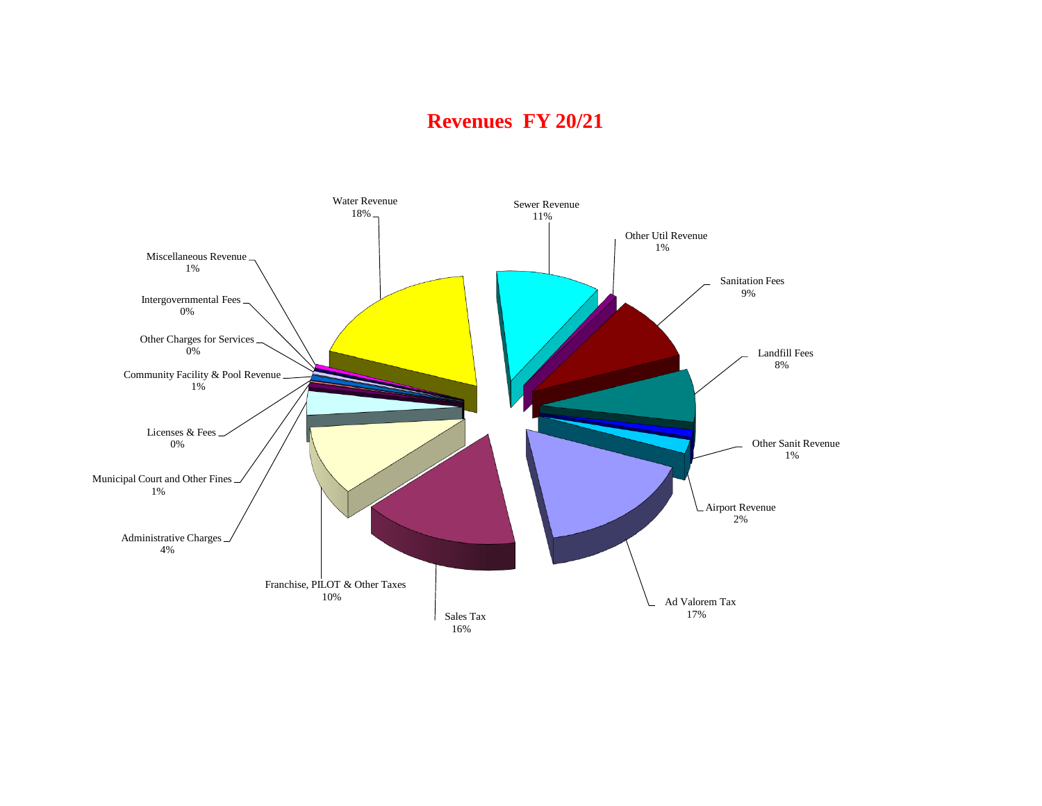# Revenues FY 20/21

| Revenue Source | Percentage |
| --- | --- |
| Water Revenue | 18% |
| Sewer Revenue | 11% |
| Other Util Revenue | 1% |
| Sanitation Fees | 9% |
| Landfill Fees | 8% |
| Other Sanit Revenue | 1% |
| Airport Revenue | 2% |
| Ad Valorem Tax | 17% |
| Sales Tax | 16% |
| Franchise, PILOT & Other Taxes | 10% |
| Administrative Charges | 4% |
| Municipal Court and Other Fines | 1% |
| Licenses & Fees | 0% |
| Community Facility & Pool Revenue | 1% |
| Other Charges for Services | 0% |
| Intergovernmental Fees | 0% |
| Miscellaneous Revenue | 1% |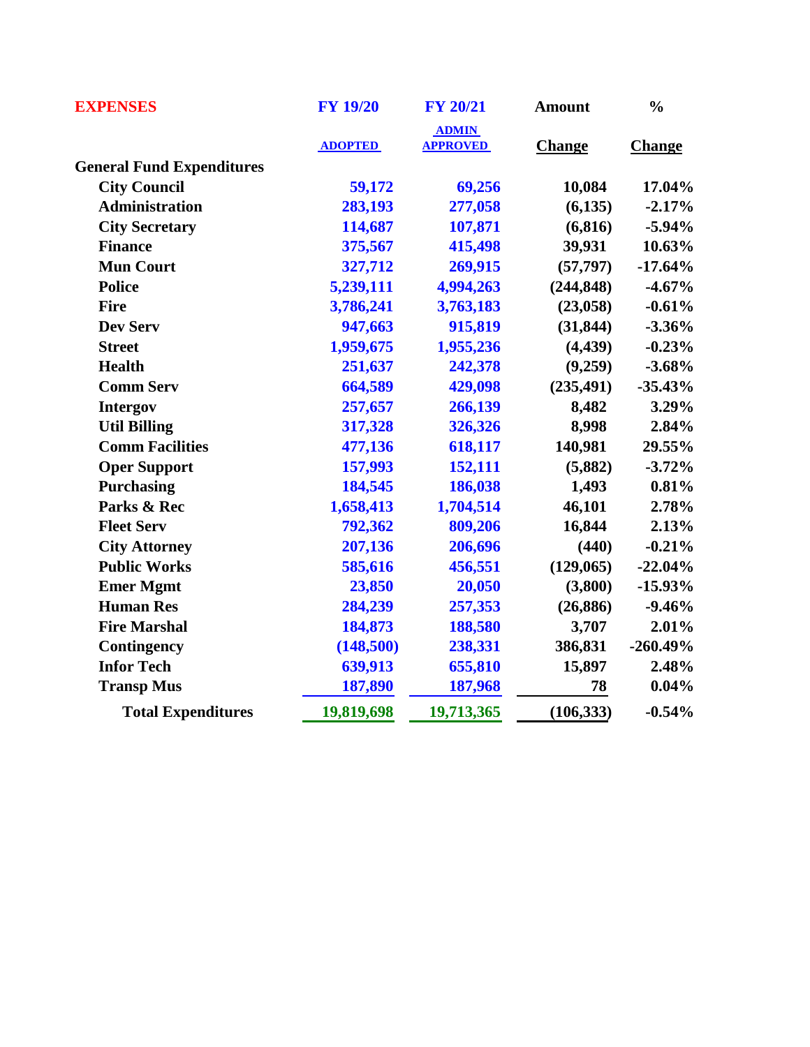| EXPENSES | FY 19/20 ADOPTED | FY 20/21 ADMIN APPROVED | Amount Change | % Change |
|---|---|---|---|---|
| **General Fund Expenditures** | | | | |
| City Council | 59,172 | 69,256 | 10,084 | 17.04% |
| Administration | 283,193 | 277,058 | (6,135) | -2.17% |
| City Secretary | 114,687 | 107,871 | (6,816) | -5.94% |
| Finance | 375,567 | 415,498 | 39,931 | 10.63% |
| Mun Court | 327,712 | 269,915 | (57,797) | -17.64% |
| Police | 5,239,111 | 4,994,263 | (244,848) | -4.67% |
| Fire | 3,786,241 | 3,763,183 | (23,058) | -0.61% |
| Dev Serv | 947,663 | 915,819 | (31,844) | -3.36% |
| Street | 1,959,675 | 1,955,236 | (4,439) | -0.23% |
| Health | 251,637 | 242,378 | (9,259) | -3.68% |
| Comm Serv | 664,589 | 429,098 | (235,491) | -35.43% |
| Intergov | 257,657 | 266,139 | 8,482 | 3.29% |
| Util Billing | 317,328 | 326,326 | 8,998 | 2.84% |
| Comm Facilities | 477,136 | 618,117 | 140,981 | 29.55% |
| Oper Support | 157,993 | 152,111 | (5,882) | -3.72% |
| Purchasing | 184,545 | 186,038 | 1,493 | 0.81% |
| Parks & Rec | 1,658,413 | 1,704,514 | 46,101 | 2.78% |
| Fleet Serv | 792,362 | 809,206 | 16,844 | 2.13% |
| City Attorney | 207,136 | 206,696 | (440) | -0.21% |
| Public Works | 585,616 | 456,551 | (129,065) | -22.04% |
| Emer Mgmt | 23,850 | 20,050 | (3,800) | -15.93% |
| Human Res | 284,239 | 257,353 | (26,886) | -9.46% |
| Fire Marshal | 184,873 | 188,580 | 3,707 | 2.01% |
| Contingency | (148,500) | 238,331 | 386,831 | -260.49% |
| Infor Tech | 639,913 | 655,810 | 15,897 | 2.48% |
| Transp Mus | 187,890 | 187,968 | 78 | 0.04% |
| **Total Expenditures** | 19,819,698 | 19,713,365 | (106,333) | -0.54% |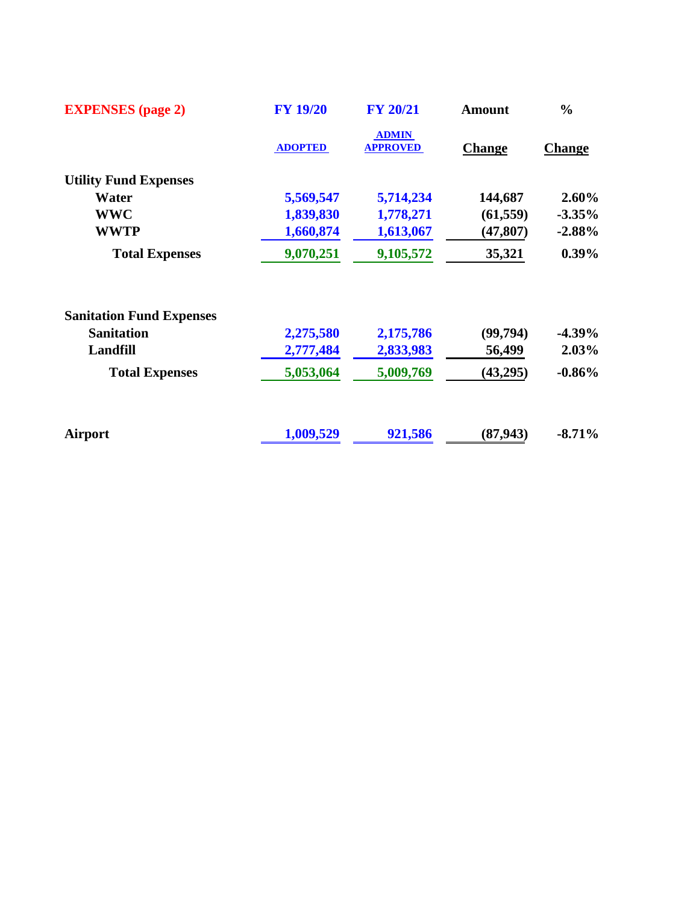| EXPENSES (page 2) | FY 19/20 ADOPTED | FY 20/21 ADMIN APPROVED | Amount Change | % Change |
|---|---|---|---|---|
| **Utility Fund Expenses** | | | | |
| Water | 5,569,547 | 5,714,234 | 144,687 | 2.60% |
| WWC | 1,839,830 | 1,778,271 | (61,559) | -3.35% |
| WWTP | 1,660,874 | 1,613,067 | (47,807) | -2.88% |
| **Total Expenses** | 9,070,251 | 9,105,572 | 35,321 | 0.39% |
| | | | | |
| **Sanitation Fund Expenses** | | | | |
| Sanitation | 2,275,580 | 2,175,786 | (99,794) | -4.39% |
| Landfill | 2,777,484 | 2,833,983 | 56,499 | 2.03% |
| **Total Expenses** | 5,053,064 | 5,009,769 | (43,295) | -0.86% |
| | | | | |
| **Airport** | 1,009,529 | 921,586 | (87,943) | -8.71% |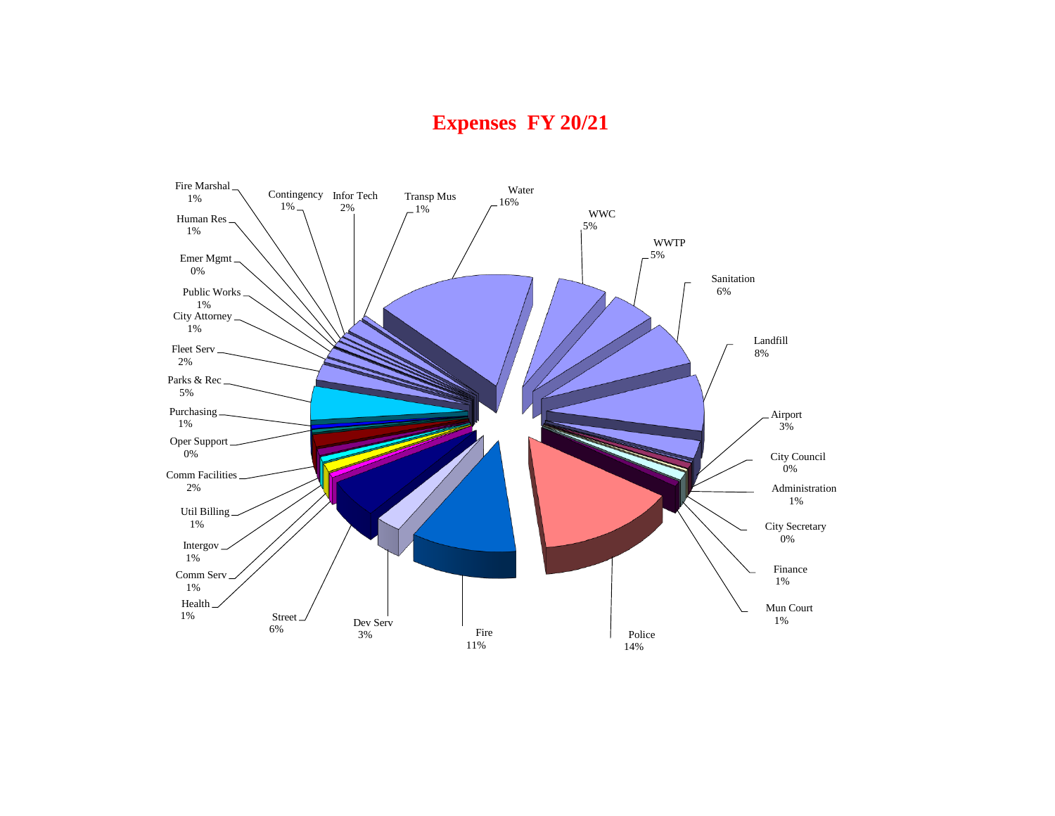# Expenses FY 20/21

Fire Marshal
1%

Contingency
1%

Infor Tech
2%

Transp Mus
1%

Water
16%

WWC
5%

WWTP
5%

Sanitation
6%

Landfill
8%

Human Res
1%

Emer Mgmt
0%

Public Works
1%

City Attorney
1%

Fleet Serv
2%

Parks & Rec
5%

Purchasing
1%

Oper Support
0%

Comm Facilities
2%

Util Billing
1%

Intergov
1%

Comm Serv
1%

Health
1%

Street
6%

Dev Serv
3%

Fire
11%

Police
14%

Airport
3%

City Council
0%

Administration
1%

City Secretary
0%

Finance
1%

Mun Court
1%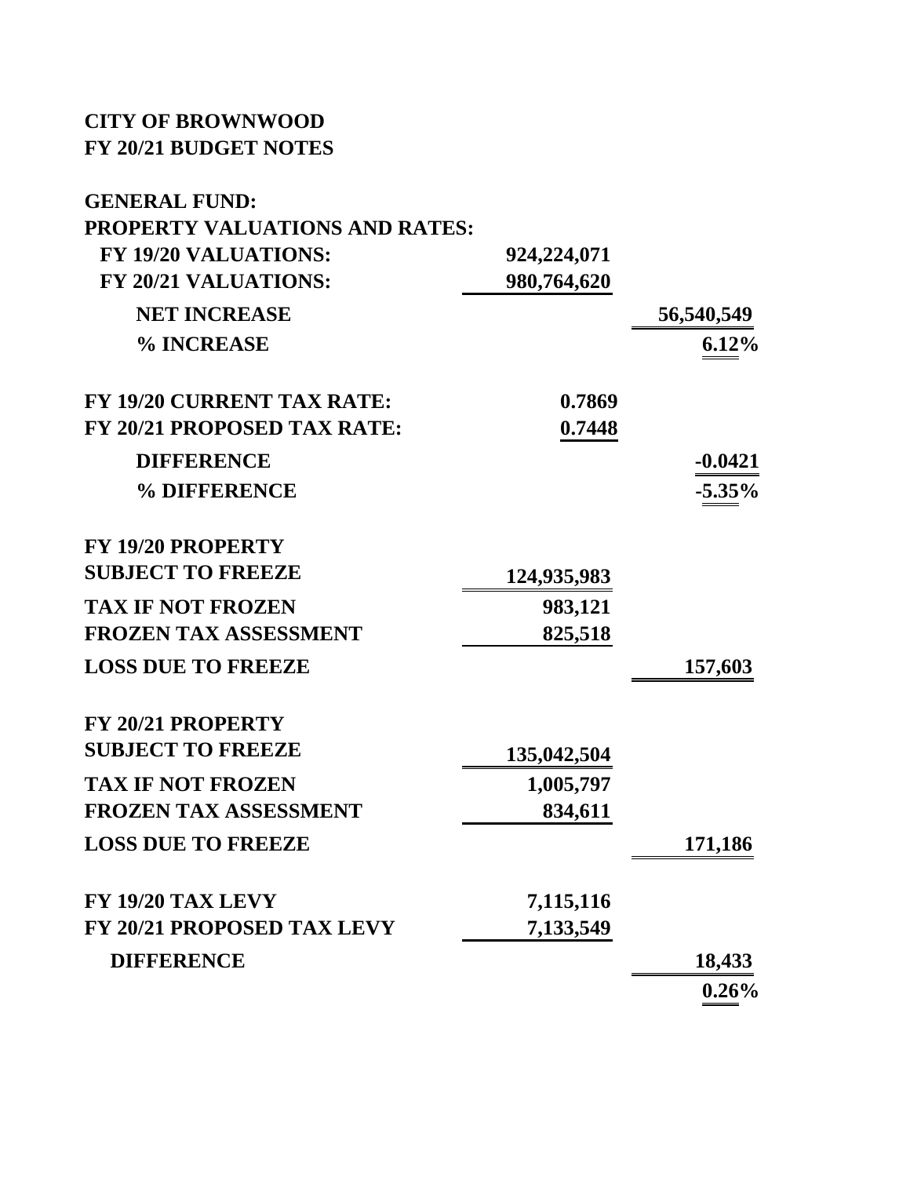# CITY OF BROWNWOOD
# FY 20/21 BUDGET NOTES

## GENERAL FUND:

### PROPERTY VALUATIONS AND RATES:

| | | |
|---|---|---|
| FY 19/20 VALUATIONS: | 924,224,071 | |
| FY 20/21 VALUATIONS: | 980,764,620 | |
| NET INCREASE | | 56,540,549 |
| % INCREASE | | 6.12% |
| | | |
| FY 19/20 CURRENT TAX RATE: | 0.7869 | |
| FY 20/21 PROPOSED TAX RATE: | 0.7448 | |
| DIFFERENCE | | -0.0421 |
| % DIFFERENCE | | -5.35% |
| | | |
| FY 19/20 PROPERTY SUBJECT TO FREEZE | 124,935,983 | |
| TAX IF NOT FROZEN | 983,121 | |
| FROZEN TAX ASSESSMENT | 825,518 | |
| LOSS DUE TO FREEZE | | 157,603 |
| | | |
| FY 20/21 PROPERTY SUBJECT TO FREEZE | 135,042,504 | |
| TAX IF NOT FROZEN | 1,005,797 | |
| FROZEN TAX ASSESSMENT | 834,611 | |
| LOSS DUE TO FREEZE | | 171,186 |
| | | |
| FY 19/20 TAX LEVY | 7,115,116 | |
| FY 20/21 PROPOSED TAX LEVY | 7,133,549 | |
| DIFFERENCE | | 18,433 |
| | | 0.26% |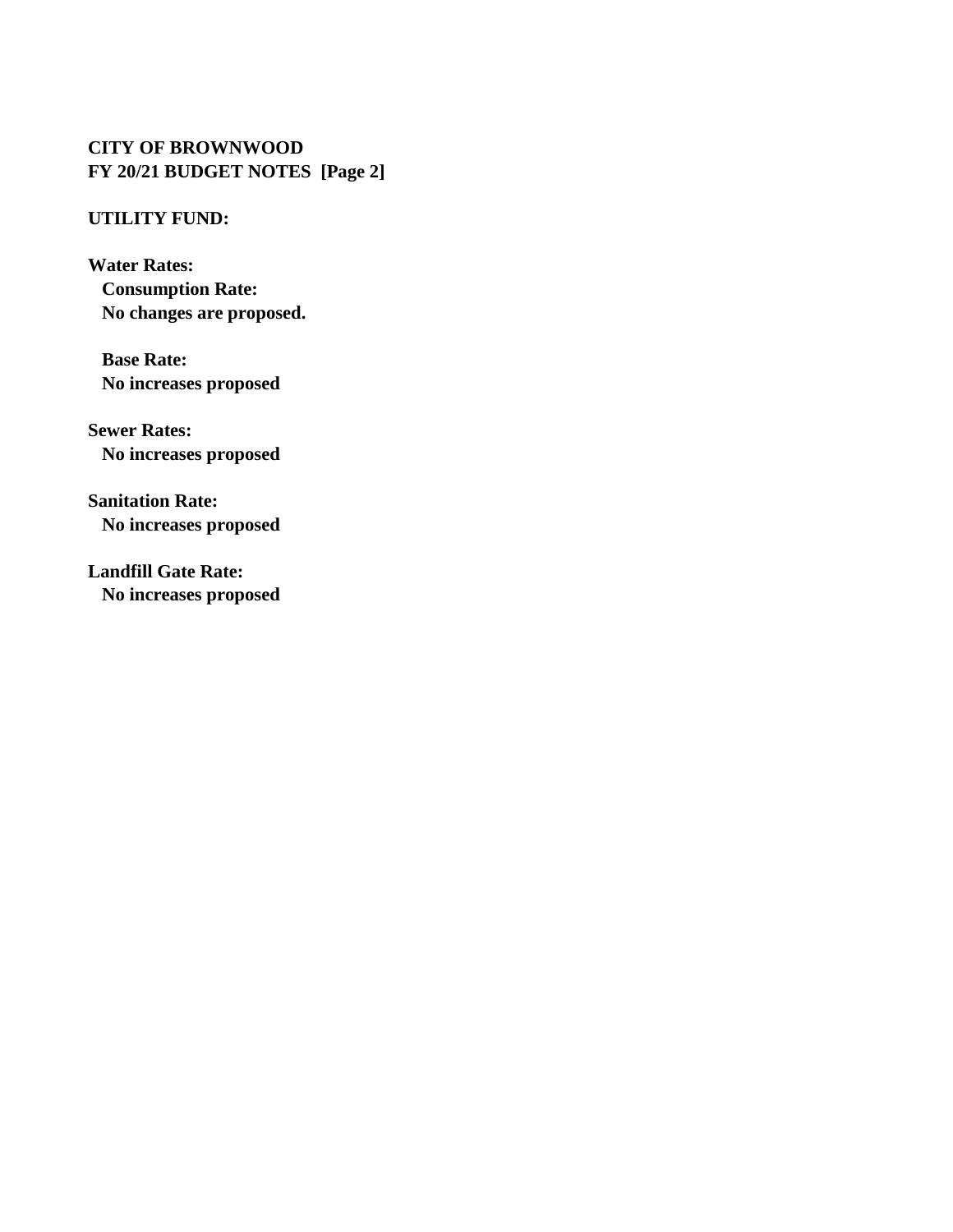**CITY OF BROWNWOOD**
**FY 20/21 BUDGET NOTES [Page 2]**

**UTILITY FUND:**

**Water Rates:**

**Consumption Rate:**
**No changes are proposed.**

**Base Rate:**
**No increases proposed**

**Sewer Rates:**
**No increases proposed**

**Sanitation Rate:**
**No increases proposed**

**Landfill Gate Rate:**
**No increases proposed**